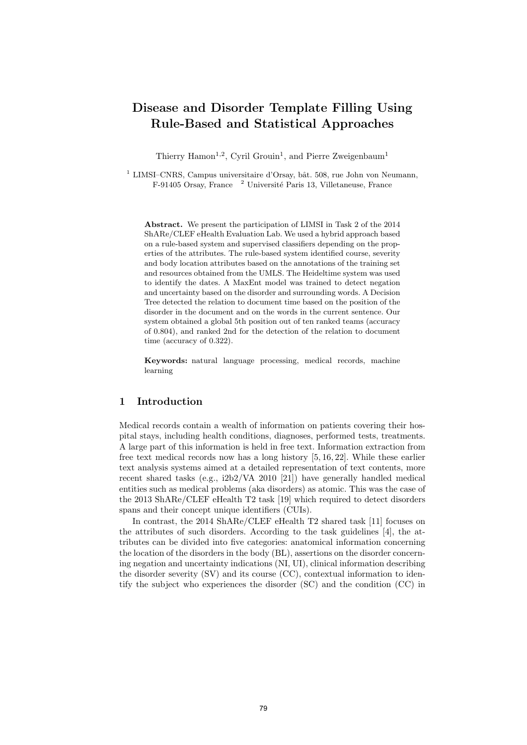# Disease and Disorder Template Filling Using Rule-Based and Statistical Approaches

Thierry Hamon[1,2], Cyril Grouin[1], and Pierre Zweigenbaum[1]

[1] LIMSI–CNRS, Campus universitaire d'Orsay, bât. 508, rue John von Neumann, F-91405 Orsay, France [2] Université Paris 13, Villetaneuse, France

**Abstract.** We present the participation of LIMSI in Task 2 of the 2014 ShARe/CLEF eHealth Evaluation Lab. We used a hybrid approach based on a rule-based system and supervised classifiers depending on the properties of the attributes. The rule-based system identified course, severity and body location attributes based on the annotations of the training set and resources obtained from the UMLS. The Heideltime system was used to identify the dates. A MaxEnt model was trained to detect negation and uncertainty based on the disorder and surrounding words. A Decision Tree detected the relation to document time based on the position of the disorder in the document and on the words in the current sentence. Our system obtained a global 5th position out of ten ranked teams (accuracy of 0.804), and ranked 2nd for the detection of the relation to document time (accuracy of 0.322).

**Keywords:** natural language processing, medical records, machine learning

## 1 Introduction

Medical records contain a wealth of information on patients covering their hospital stays, including health conditions, diagnoses, performed tests, treatments. A large part of this information is held in free text. Information extraction from free text medical records now has a long history [5, 16, 22]. While these earlier text analysis systems aimed at a detailed representation of text contents, more recent shared tasks (e.g., i2b2/VA 2010 [21]) have generally handled medical entities such as medical problems (aka disorders) as atomic. This was the case of the 2013 ShARe/CLEF eHealth T2 task [19] which required to detect disorders spans and their concept unique identifiers (CUIs).

In contrast, the 2014 ShARe/CLEF eHealth T2 shared task [11] focuses on the attributes of such disorders. According to the task guidelines [4], the attributes can be divided into five categories: anatomical information concerning the location of the disorders in the body (BL), assertions on the disorder concerning negation and uncertainty indications (NI, UI), clinical information describing the disorder severity (SV) and its course (CC), contextual information to identify the subject who experiences the disorder (SC) and the condition (CC) in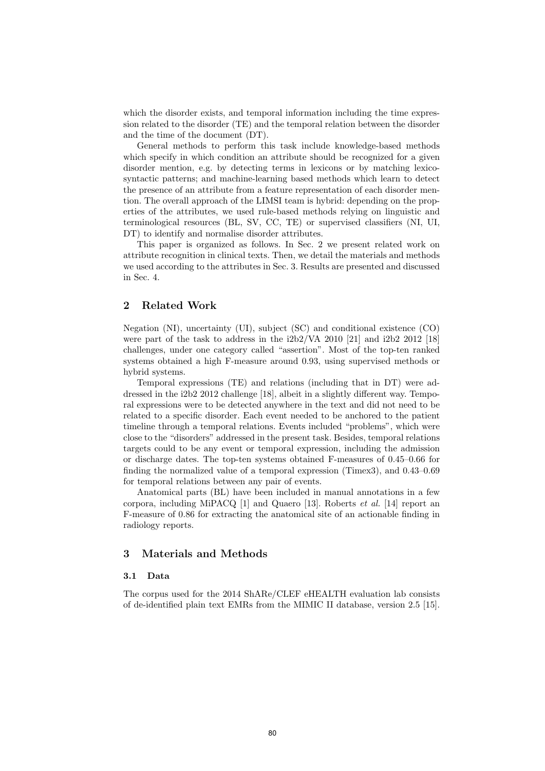which the disorder exists, and temporal information including the time expression related to the disorder (TE) and the temporal relation between the disorder and the time of the document (DT).

General methods to perform this task include knowledge-based methods which specify in which condition an attribute should be recognized for a given disorder mention, e.g. by detecting terms in lexicons or by matching lexico-syntactic patterns; and machine-learning based methods which learn to detect the presence of an attribute from a feature representation of each disorder mention. The overall approach of the LIMSI team is hybrid: depending on the properties of the attributes, we used rule-based methods relying on linguistic and terminological resources (BL, SV, CC, TE) or supervised classifiers (NI, UI, DT) to identify and normalise disorder attributes.

This paper is organized as follows. In Sec. 2 we present related work on attribute recognition in clinical texts. Then, we detail the materials and methods we used according to the attributes in Sec. 3. Results are presented and discussed in Sec. 4.

## 2 Related Work

Negation (NI), uncertainty (UI), subject (SC) and conditional existence (CO) were part of the task to address in the i2b2/VA 2010 [21] and i2b2 2012 [18] challenges, under one category called "assertion". Most of the top-ten ranked systems obtained a high F-measure around 0.93, using supervised methods or hybrid systems.

Temporal expressions (TE) and relations (including that in DT) were addressed in the i2b2 2012 challenge [18], albeit in a slightly different way. Temporal expressions were to be detected anywhere in the text and did not need to be related to a specific disorder. Each event needed to be anchored to the patient timeline through a temporal relations. Events included "problems", which were close to the "disorders" addressed in the present task. Besides, temporal relations targets could to be any event or temporal expression, including the admission or discharge dates. The top-ten systems obtained F-measures of 0.45–0.66 for finding the normalized value of a temporal expression (Timex3), and 0.43–0.69 for temporal relations between any pair of events.

Anatomical parts (BL) have been included in manual annotations in a few corpora, including MiPACQ [1] and Quaero [13]. Roberts *et al.* [14] report an F-measure of 0.86 for extracting the anatomical site of an actionable finding in radiology reports.

## 3 Materials and Methods

### 3.1 Data

The corpus used for the 2014 ShARe/CLEF eHEALTH evaluation lab consists of de-identified plain text EMRs from the MIMIC II database, version 2.5 [15].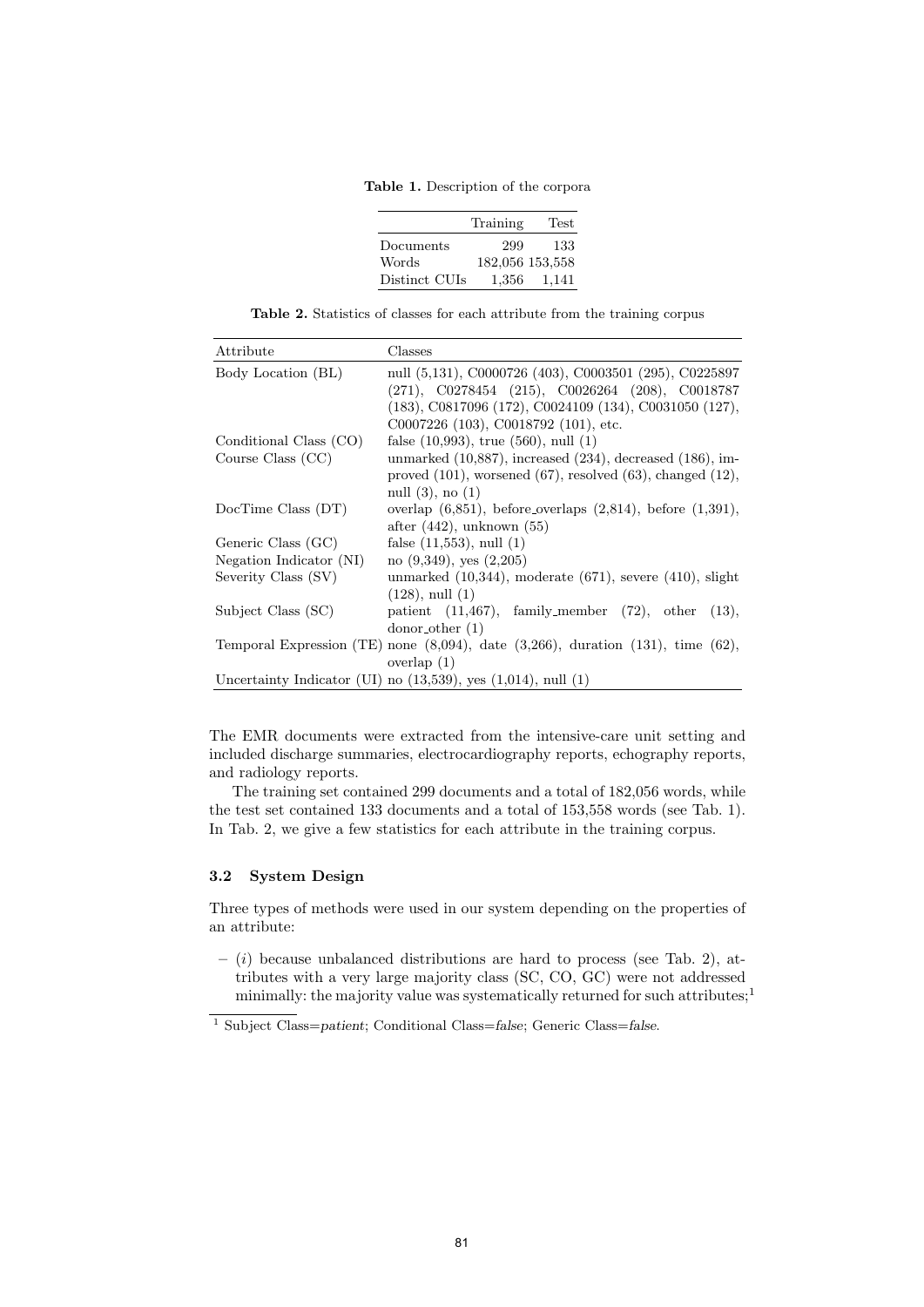**Table 1.** Description of the corpora

| | Training | Test |
|---|---|---|
| Documents | 299 | 133 |
| Words | 182,056 | 153,558 |
| Distinct CUIs | 1,356 | 1,141 |

**Table 2.** Statistics of classes for each attribute from the training corpus

| Attribute | Classes |
|---|---|
| Body Location (BL) | null (5,131), C0000726 (403), C0003501 (295), C0225897 (271), C0278454 (215), C0026264 (208), C0018787 (183), C0817096 (172), C0024109 (134), C0031050 (127), C0007226 (103), C0018792 (101), etc. |
| Conditional Class (CO) | false (10,993), true (560), null (1) |
| Course Class (CC) | unmarked (10,887), increased (234), decreased (186), improved (101), worsened (67), resolved (63), changed (12), null (3), no (1) |
| DocTime Class (DT) | overlap (6,851), before_overlaps (2,814), before (1,391), after (442), unknown (55) |
| Generic Class (GC) | false (11,553), null (1) |
| Negation Indicator (NI) | no (9,349), yes (2,205) |
| Severity Class (SV) | unmarked (10,344), moderate (671), severe (410), slight (128), null (1) |
| Subject Class (SC) | patient (11,467), family_member (72), other (13), donor_other (1) |
| Temporal Expression (TE) | none (8,094), date (3,266), duration (131), time (62), overlap (1) |
| Uncertainty Indicator (UI) | no (13,539), yes (1,014), null (1) |

The EMR documents were extracted from the intensive-care unit setting and included discharge summaries, electrocardiography reports, echography reports, and radiology reports.

The training set contained 299 documents and a total of 182,056 words, while the test set contained 133 documents and a total of 153,558 words (see Tab. 1). In Tab. 2, we give a few statistics for each attribute in the training corpus.

### 3.2 System Design

Three types of methods were used in our system depending on the properties of an attribute:

- (*i*) because unbalanced distributions are hard to process (see Tab. 2), attributes with a very large majority class (SC, CO, GC) were not addressed minimally: the majority value was systematically returned for such attributes;[1]

[1] Subject Class=*patient*; Conditional Class=*false*; Generic Class=*false*.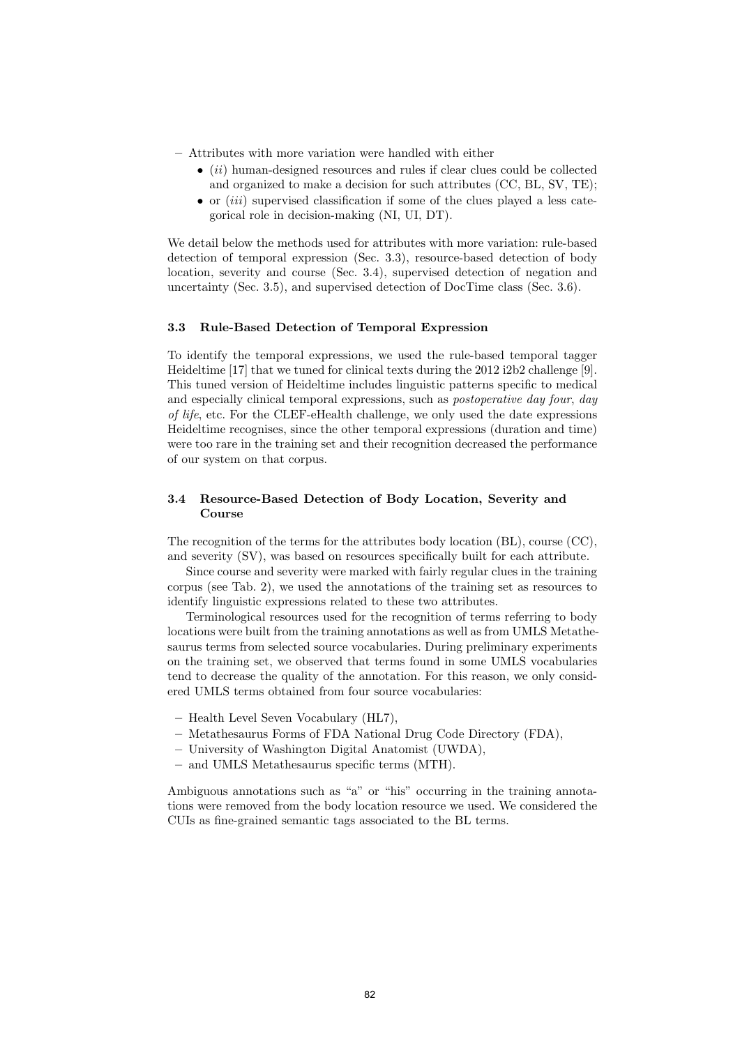- Attributes with more variation were handled with either
  - (*ii*) human-designed resources and rules if clear clues could be collected and organized to make a decision for such attributes (CC, BL, SV, TE);
  - or (*iii*) supervised classification if some of the clues played a less categorical role in decision-making (NI, UI, DT).

We detail below the methods used for attributes with more variation: rule-based detection of temporal expression (Sec. 3.3), resource-based detection of body location, severity and course (Sec. 3.4), supervised detection of negation and uncertainty (Sec. 3.5), and supervised detection of DocTime class (Sec. 3.6).

### 3.3 Rule-Based Detection of Temporal Expression

To identify the temporal expressions, we used the rule-based temporal tagger Heideltime [17] that we tuned for clinical texts during the 2012 i2b2 challenge [9]. This tuned version of Heideltime includes linguistic patterns specific to medical and especially clinical temporal expressions, such as *postoperative day four*, *day of life*, etc. For the CLEF-eHealth challenge, we only used the date expressions Heideltime recognises, since the other temporal expressions (duration and time) were too rare in the training set and their recognition decreased the performance of our system on that corpus.

### 3.4 Resource-Based Detection of Body Location, Severity and Course

The recognition of the terms for the attributes body location (BL), course (CC), and severity (SV), was based on resources specifically built for each attribute.

Since course and severity were marked with fairly regular clues in the training corpus (see Tab. 2), we used the annotations of the training set as resources to identify linguistic expressions related to these two attributes.

Terminological resources used for the recognition of terms referring to body locations were built from the training annotations as well as from UMLS Metathesaurus terms from selected source vocabularies. During preliminary experiments on the training set, we observed that terms found in some UMLS vocabularies tend to decrease the quality of the annotation. For this reason, we only considered UMLS terms obtained from four source vocabularies:

- Health Level Seven Vocabulary (HL7),
- Metathesaurus Forms of FDA National Drug Code Directory (FDA),
- University of Washington Digital Anatomist (UWDA),
- and UMLS Metathesaurus specific terms (MTH).

Ambiguous annotations such as "a" or "his" occurring in the training annotations were removed from the body location resource we used. We considered the CUIs as fine-grained semantic tags associated to the BL terms.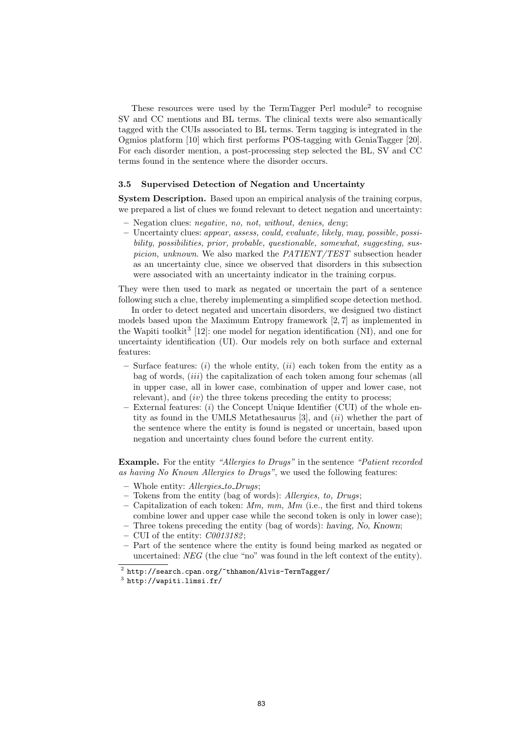These resources were used by the TermTagger Perl module[2] to recognise SV and CC mentions and BL terms. The clinical texts were also semantically tagged with the CUIs associated to BL terms. Term tagging is integrated in the Ogmios platform [10] which first performs POS-tagging with GeniaTagger [20]. For each disorder mention, a post-processing step selected the BL, SV and CC terms found in the sentence where the disorder occurs.

### 3.5 Supervised Detection of Negation and Uncertainty

**System Description.** Based upon an empirical analysis of the training corpus, we prepared a list of clues we found relevant to detect negation and uncertainty:

- Negation clues: *negative, no, not, without, denies, deny*;
- Uncertainty clues: *appear, assess, could, evaluate, likely, may, possible, possibility, possibilities, prior, probable, questionable, somewhat, suggesting, suspicion, unknown*. We also marked the *PATIENT/TEST* subsection header as an uncertainty clue, since we observed that disorders in this subsection were associated with an uncertainty indicator in the training corpus.

They were then used to mark as negated or uncertain the part of a sentence following such a clue, thereby implementing a simplified scope detection method.

In order to detect negated and uncertain disorders, we designed two distinct models based upon the Maximum Entropy framework [2, 7] as implemented in the Wapiti toolkit[3] [12]: one model for negation identification (NI), and one for uncertainty identification (UI). Our models rely on both surface and external features:

- Surface features: (*i*) the whole entity, (*ii*) each token from the entity as a bag of words, (*iii*) the capitalization of each token among four schemas (all in upper case, all in lower case, combination of upper and lower case, not relevant), and (*iv*) the three tokens preceding the entity to process;
- External features: (*i*) the Concept Unique Identifier (CUI) of the whole entity as found in the UMLS Metathesaurus [3], and (*ii*) whether the part of the sentence where the entity is found is negated or uncertain, based upon negation and uncertainty clues found before the current entity.

**Example.** For the entity *"Allergies to Drugs"* in the sentence *"Patient recorded as having No Known Allergies to Drugs"*, we used the following features:

- Whole entity: *Allergies_to_Drugs*;
- Tokens from the entity (bag of words): *Allergies, to, Drugs*;
- Capitalization of each token: *Mm, mm, Mm* (i.e., the first and third tokens combine lower and upper case while the second token is only in lower case);
- Three tokens preceding the entity (bag of words): having, No, Known;
- CUI of the entity: *C0013182*;
- Part of the sentence where the entity is found being marked as negated or uncertained: *NEG* (the clue "no" was found in the left context of the entity).

[2] http://search.cpan.org/~thhamon/Alvis-TermTagger/

[3] http://wapiti.limsi.fr/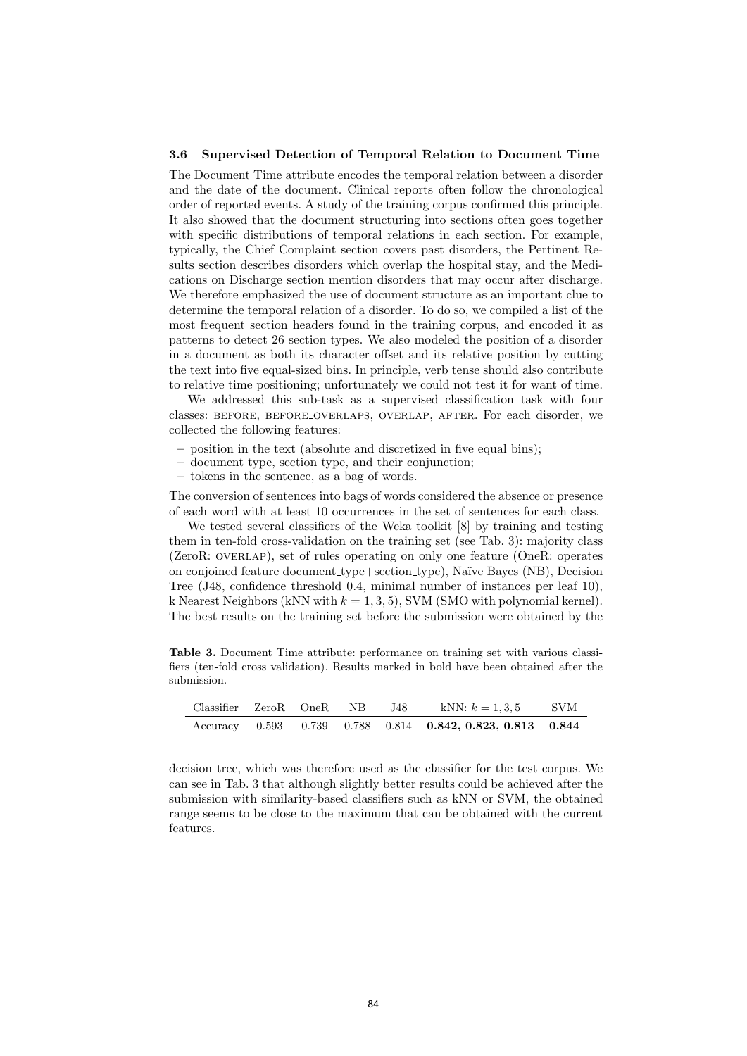### 3.6 Supervised Detection of Temporal Relation to Document Time

The Document Time attribute encodes the temporal relation between a disorder and the date of the document. Clinical reports often follow the chronological order of reported events. A study of the training corpus confirmed this principle. It also showed that the document structuring into sections often goes together with specific distributions of temporal relations in each section. For example, typically, the Chief Complaint section covers past disorders, the Pertinent Results section describes disorders which overlap the hospital stay, and the Medications on Discharge section mention disorders that may occur after discharge. We therefore emphasized the use of document structure as an important clue to determine the temporal relation of a disorder. To do so, we compiled a list of the most frequent section headers found in the training corpus, and encoded it as patterns to detect 26 section types. We also modeled the position of a disorder in a document as both its character offset and its relative position by cutting the text into five equal-sized bins. In principle, verb tense should also contribute to relative time positioning; unfortunately we could not test it for want of time.

We addressed this sub-task as a supervised classification task with four classes: BEFORE, BEFORE_OVERLAPS, OVERLAP, AFTER. For each disorder, we collected the following features:

- position in the text (absolute and discretized in five equal bins);
- document type, section type, and their conjunction;
- tokens in the sentence, as a bag of words.

The conversion of sentences into bags of words considered the absence or presence of each word with at least 10 occurrences in the set of sentences for each class.

We tested several classifiers of the Weka toolkit [8] by training and testing them in ten-fold cross-validation on the training set (see Tab. 3): majority class (ZeroR: OVERLAP), set of rules operating on only one feature (OneR: operates on conjoined feature document_type+section_type), Naïve Bayes (NB), Decision Tree (J48, confidence threshold 0.4, minimal number of instances per leaf 10), k Nearest Neighbors (kNN with $k = 1, 3, 5$), SVM (SMO with polynomial kernel). The best results on the training set before the submission were obtained by the decision tree, which was therefore used as the classifier for the test corpus. We can see in Tab. 3 that although slightly better results could be achieved after the submission with similarity-based classifiers such as kNN or SVM, the obtained range seems to be close to the maximum that can be obtained with the current features.

**Table 3.** Document Time attribute: performance on training set with various classifiers (ten-fold cross validation). Results marked in bold have been obtained after the submission.

| Classifier | ZeroR | OneR | NB | J48 | kNN: $k = 1, 3, 5$ | SVM |
|---|---|---|---|---|---|---|
| Accuracy | 0.593 | 0.739 | 0.788 | 0.814 | **0.842, 0.823, 0.813** | **0.844** |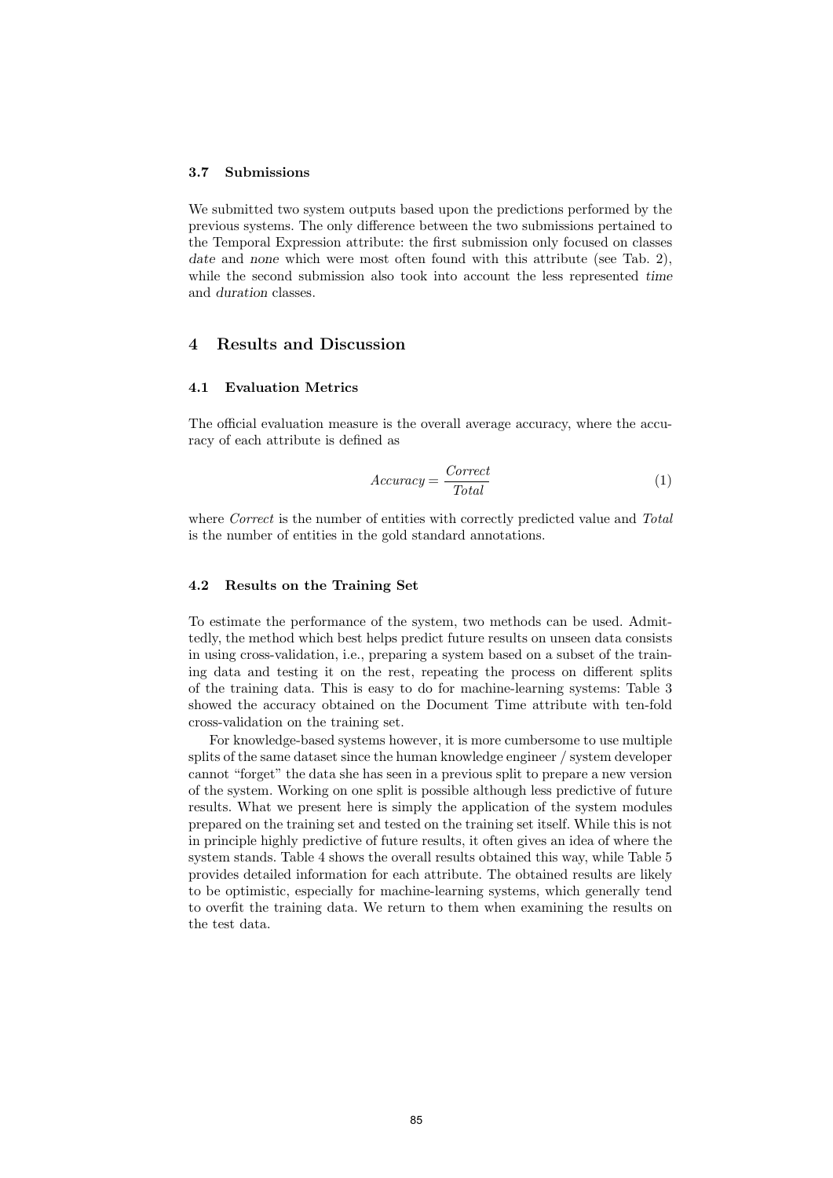### 3.7 Submissions

We submitted two system outputs based upon the predictions performed by the previous systems. The only difference between the two submissions pertained to the Temporal Expression attribute: the first submission only focused on classes *date* and *none* which were most often found with this attribute (see Tab. 2), while the second submission also took into account the less represented *time* and *duration* classes.

## 4 Results and Discussion

### 4.1 Evaluation Metrics

The official evaluation measure is the overall average accuracy, where the accuracy of each attribute is defined as

$$Accuracy = \frac{Correct}{Total} \tag{1}$$

where *Correct* is the number of entities with correctly predicted value and *Total* is the number of entities in the gold standard annotations.

### 4.2 Results on the Training Set

To estimate the performance of the system, two methods can be used. Admittedly, the method which best helps predict future results on unseen data consists in using cross-validation, i.e., preparing a system based on a subset of the training data and testing it on the rest, repeating the process on different splits of the training data. This is easy to do for machine-learning systems: Table 3 showed the accuracy obtained on the Document Time attribute with ten-fold cross-validation on the training set.

For knowledge-based systems however, it is more cumbersome to use multiple splits of the same dataset since the human knowledge engineer / system developer cannot "forget" the data she has seen in a previous split to prepare a new version of the system. Working on one split is possible although less predictive of future results. What we present here is simply the application of the system modules prepared on the training set and tested on the training set itself. While this is not in principle highly predictive of future results, it often gives an idea of where the system stands. Table 4 shows the overall results obtained this way, while Table 5 provides detailed information for each attribute. The obtained results are likely to be optimistic, especially for machine-learning systems, which generally tend to overfit the training data. We return to them when examining the results on the test data.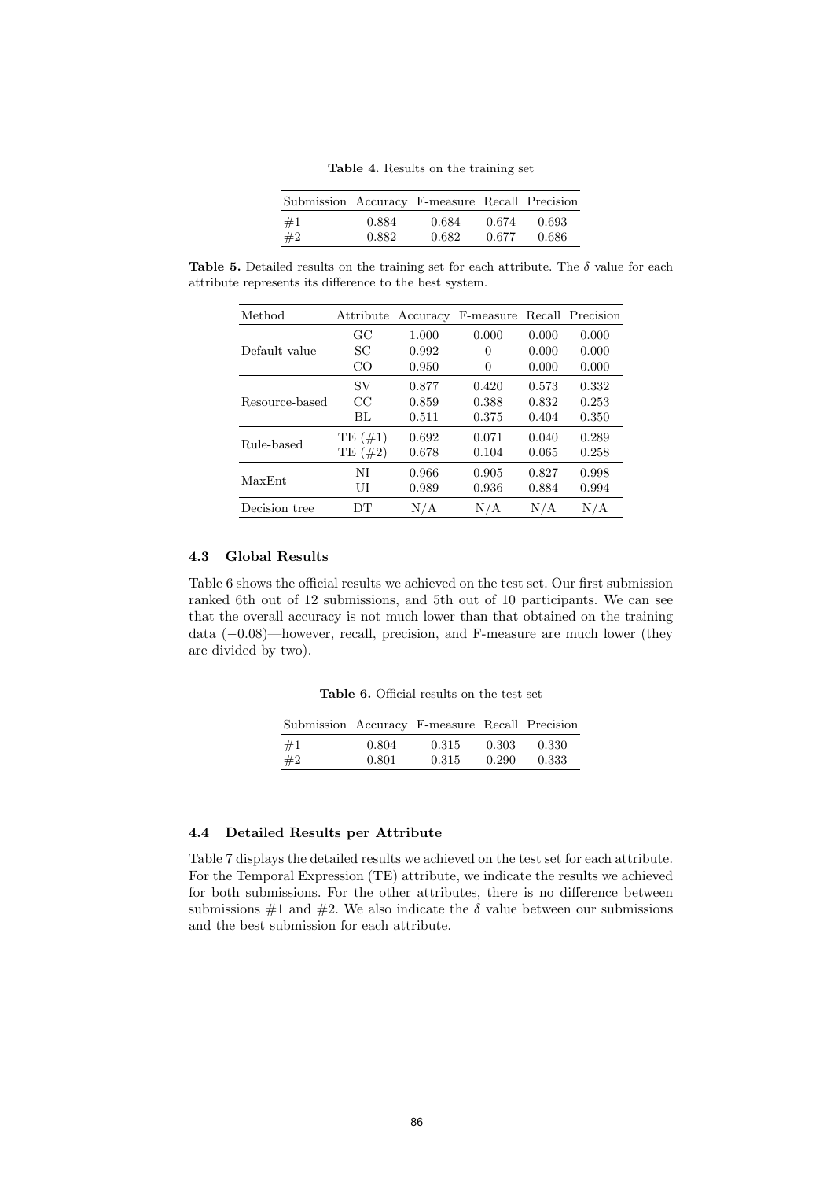**Table 4.** Results on the training set

| Submission | Accuracy | F-measure | Recall | Precision |
|---|---|---|---|---|
| #1 | 0.884 | 0.684 | 0.674 | 0.693 |
| #2 | 0.882 | 0.682 | 0.677 | 0.686 |

**Table 5.** Detailed results on the training set for each attribute. The $\delta$ value for each attribute represents its difference to the best system.

| Method | Attribute | Accuracy | F-measure | Recall | Precision |
|---|---|---|---|---|---|
| Default value | GC | 1.000 | 0.000 | 0.000 | 0.000 |
| | SC | 0.992 | 0 | 0.000 | 0.000 |
| | CO | 0.950 | 0 | 0.000 | 0.000 |
| Resource-based | SV | 0.877 | 0.420 | 0.573 | 0.332 |
| | CC | 0.859 | 0.388 | 0.832 | 0.253 |
| | BL | 0.511 | 0.375 | 0.404 | 0.350 |
| Rule-based | TE (#1) | 0.692 | 0.071 | 0.040 | 0.289 |
| | TE (#2) | 0.678 | 0.104 | 0.065 | 0.258 |
| MaxEnt | NI | 0.966 | 0.905 | 0.827 | 0.998 |
| | UI | 0.989 | 0.936 | 0.884 | 0.994 |
| Decision tree | DT | N/A | N/A | N/A | N/A |

### 4.3 Global Results

Table 6 shows the official results we achieved on the test set. Our first submission ranked 6th out of 12 submissions, and 5th out of 10 participants. We can see that the overall accuracy is not much lower than that obtained on the training data (−0.08)—however, recall, precision, and F-measure are much lower (they are divided by two).

**Table 6.** Official results on the test set

| Submission | Accuracy | F-measure | Recall | Precision |
|---|---|---|---|---|
| #1 | 0.804 | 0.315 | 0.303 | 0.330 |
| #2 | 0.801 | 0.315 | 0.290 | 0.333 |

### 4.4 Detailed Results per Attribute

Table 7 displays the detailed results we achieved on the test set for each attribute. For the Temporal Expression (TE) attribute, we indicate the results we achieved for both submissions. For the other attributes, there is no difference between submissions #1 and #2. We also indicate the $\delta$ value between our submissions and the best submission for each attribute.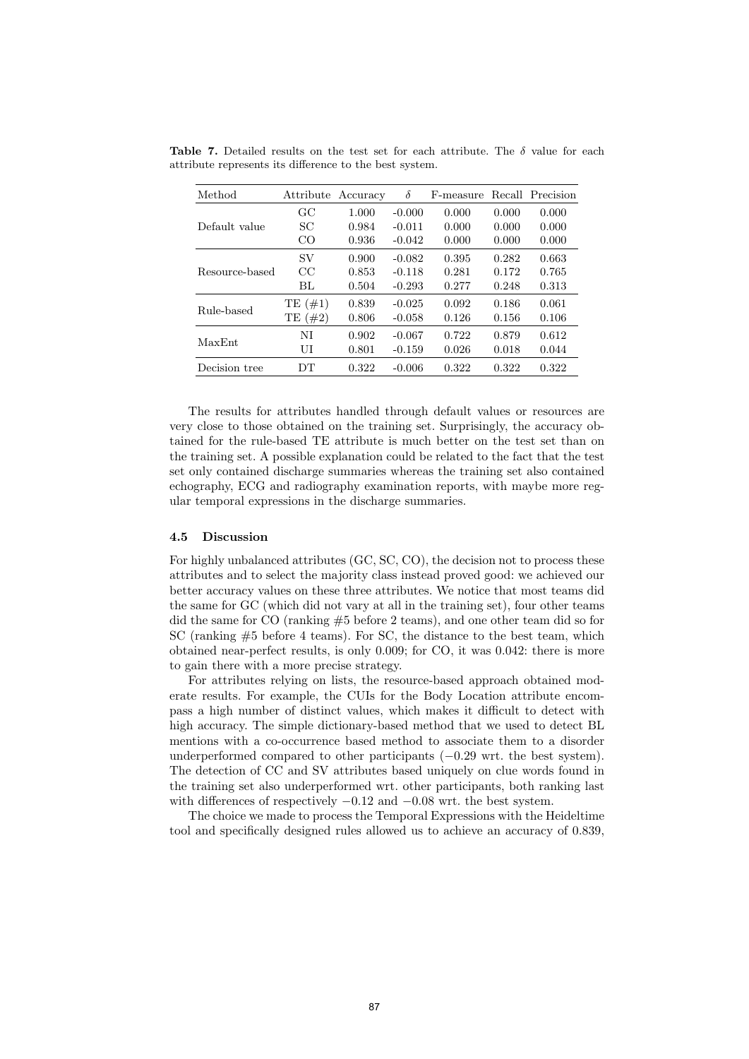**Table 7.** Detailed results on the test set for each attribute. The $\delta$ value for each attribute represents its difference to the best system.

| Method | Attribute | Accuracy | $\delta$ | F-measure | Recall | Precision |
|---|---|---|---|---|---|---|
| Default value | GC | 1.000 | -0.000 | 0.000 | 0.000 | 0.000 |
| | SC | 0.984 | -0.011 | 0.000 | 0.000 | 0.000 |
| | CO | 0.936 | -0.042 | 0.000 | 0.000 | 0.000 |
| Resource-based | SV | 0.900 | -0.082 | 0.395 | 0.282 | 0.663 |
| | CC | 0.853 | -0.118 | 0.281 | 0.172 | 0.765 |
| | BL | 0.504 | -0.293 | 0.277 | 0.248 | 0.313 |
| Rule-based | TE (#1) | 0.839 | -0.025 | 0.092 | 0.186 | 0.061 |
| | TE (#2) | 0.806 | -0.058 | 0.126 | 0.156 | 0.106 |
| MaxEnt | NI | 0.902 | -0.067 | 0.722 | 0.879 | 0.612 |
| | UI | 0.801 | -0.159 | 0.026 | 0.018 | 0.044 |
| Decision tree | DT | 0.322 | -0.006 | 0.322 | 0.322 | 0.322 |

The results for attributes handled through default values or resources are very close to those obtained on the training set. Surprisingly, the accuracy obtained for the rule-based TE attribute is much better on the test set than on the training set. A possible explanation could be related to the fact that the test set only contained discharge summaries whereas the training set also contained echography, ECG and radiography examination reports, with maybe more regular temporal expressions in the discharge summaries.

### 4.5 Discussion

For highly unbalanced attributes (GC, SC, CO), the decision not to process these attributes and to select the majority class instead proved good: we achieved our better accuracy values on these three attributes. We notice that most teams did the same for GC (which did not vary at all in the training set), four other teams did the same for CO (ranking #5 before 2 teams), and one other team did so for SC (ranking #5 before 4 teams). For SC, the distance to the best team, which obtained near-perfect results, is only 0.009; for CO, it was 0.042: there is more to gain there with a more precise strategy.

For attributes relying on lists, the resource-based approach obtained moderate results. For example, the CUIs for the Body Location attribute encompass a high number of distinct values, which makes it difficult to detect with high accuracy. The simple dictionary-based method that we used to detect BL mentions with a co-occurrence based method to associate them to a disorder underperformed compared to other participants ($-0.29$ wrt. the best system). The detection of CC and SV attributes based uniquely on clue words found in the training set also underperformed wrt. other participants, both ranking last with differences of respectively $-0.12$ and $-0.08$ wrt. the best system.

The choice we made to process the Temporal Expressions with the Heideltime tool and specifically designed rules allowed us to achieve an accuracy of 0.839,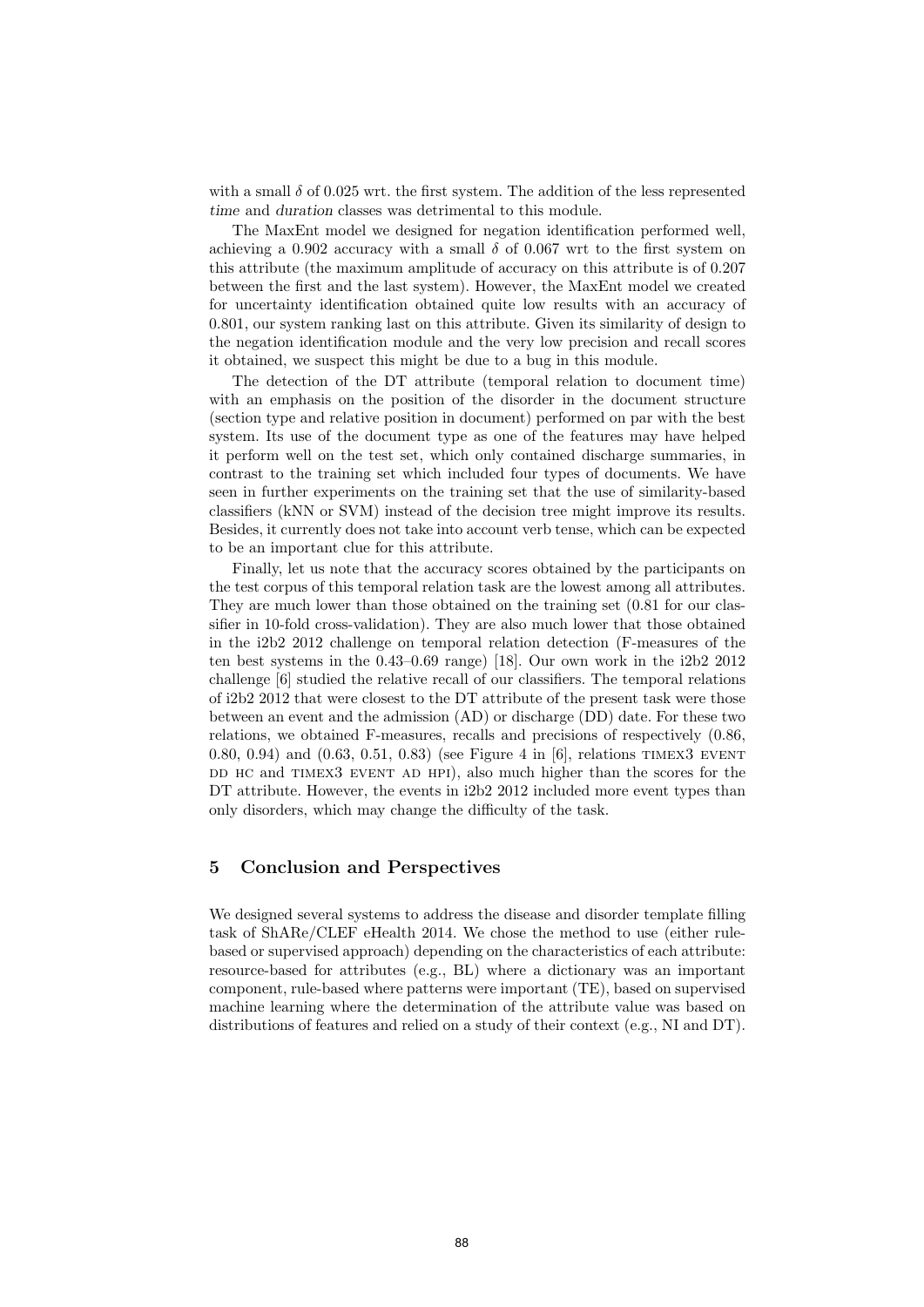with a small $\delta$ of 0.025 wrt. the first system. The addition of the less represented *time* and *duration* classes was detrimental to this module.

The MaxEnt model we designed for negation identification performed well, achieving a 0.902 accuracy with a small $\delta$ of 0.067 wrt to the first system on this attribute (the maximum amplitude of accuracy on this attribute is of 0.207 between the first and the last system). However, the MaxEnt model we created for uncertainty identification obtained quite low results with an accuracy of 0.801, our system ranking last on this attribute. Given its similarity of design to the negation identification module and the very low precision and recall scores it obtained, we suspect this might be due to a bug in this module.

The detection of the DT attribute (temporal relation to document time) with an emphasis on the position of the disorder in the document structure (section type and relative position in document) performed on par with the best system. Its use of the document type as one of the features may have helped it perform well on the test set, which only contained discharge summaries, in contrast to the training set which included four types of documents. We have seen in further experiments on the training set that the use of similarity-based classifiers (kNN or SVM) instead of the decision tree might improve its results. Besides, it currently does not take into account verb tense, which can be expected to be an important clue for this attribute.

Finally, let us note that the accuracy scores obtained by the participants on the test corpus of this temporal relation task are the lowest among all attributes. They are much lower than those obtained on the training set (0.81 for our classifier in 10-fold cross-validation). They are also much lower that those obtained in the i2b2 2012 challenge on temporal relation detection (F-measures of the ten best systems in the 0.43–0.69 range) [18]. Our own work in the i2b2 2012 challenge [6] studied the relative recall of our classifiers. The temporal relations of i2b2 2012 that were closest to the DT attribute of the present task were those between an event and the admission (AD) or discharge (DD) date. For these two relations, we obtained F-measures, recalls and precisions of respectively (0.86, 0.80, 0.94) and (0.63, 0.51, 0.83) (see Figure 4 in [6], relations TIMEX3 EVENT DD HC and TIMEX3 EVENT AD HPI), also much higher than the scores for the DT attribute. However, the events in i2b2 2012 included more event types than only disorders, which may change the difficulty of the task.

## 5 Conclusion and Perspectives

We designed several systems to address the disease and disorder template filling task of ShARe/CLEF eHealth 2014. We chose the method to use (either rule-based or supervised approach) depending on the characteristics of each attribute: resource-based for attributes (e.g., BL) where a dictionary was an important component, rule-based where patterns were important (TE), based on supervised machine learning where the determination of the attribute value was based on distributions of features and relied on a study of their context (e.g., NI and DT).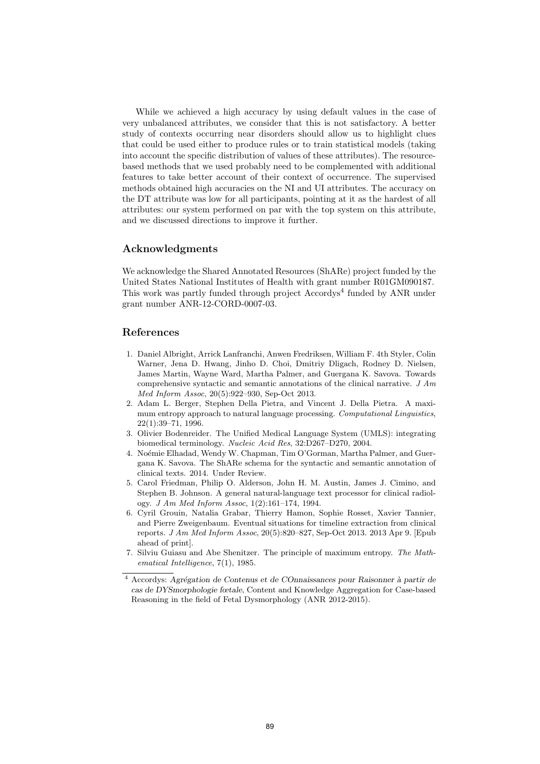While we achieved a high accuracy by using default values in the case of very unbalanced attributes, we consider that this is not satisfactory. A better study of contexts occurring near disorders should allow us to highlight clues that could be used either to produce rules or to train statistical models (taking into account the specific distribution of values of these attributes). The resource-based methods that we used probably need to be complemented with additional features to take better account of their context of occurrence. The supervised methods obtained high accuracies on the NI and UI attributes. The accuracy on the DT attribute was low for all participants, pointing at it as the hardest of all attributes: our system performed on par with the top system on this attribute, and we discussed directions to improve it further.

## Acknowledgments

We acknowledge the Shared Annotated Resources (ShARe) project funded by the United States National Institutes of Health with grant number R01GM090187. This work was partly funded through project Accordys[4] funded by ANR under grant number ANR-12-CORD-0007-03.

## References

1. Daniel Albright, Arrick Lanfranchi, Anwen Fredriksen, William F. 4th Styler, Colin Warner, Jena D. Hwang, Jinho D. Choi, Dmitriy Dligach, Rodney D. Nielsen, James Martin, Wayne Ward, Martha Palmer, and Guergana K. Savova. Towards comprehensive syntactic and semantic annotations of the clinical narrative. *J Am Med Inform Assoc*, 20(5):922–930, Sep-Oct 2013.
2. Adam L. Berger, Stephen Della Pietra, and Vincent J. Della Pietra. A maximum entropy approach to natural language processing. *Computational Linguistics*, 22(1):39–71, 1996.
3. Olivier Bodenreider. The Unified Medical Language System (UMLS): integrating biomedical terminology. *Nucleic Acid Res*, 32:D267–D270, 2004.
4. Noémie Elhadad, Wendy W. Chapman, Tim O'Gorman, Martha Palmer, and Guergana K. Savova. The ShARe schema for the syntactic and semantic annotation of clinical texts. 2014. Under Review.
5. Carol Friedman, Philip O. Alderson, John H. M. Austin, James J. Cimino, and Stephen B. Johnson. A general natural-language text processor for clinical radiology. *J Am Med Inform Assoc*, 1(2):161–174, 1994.
6. Cyril Grouin, Natalia Grabar, Thierry Hamon, Sophie Rosset, Xavier Tannier, and Pierre Zweigenbaum. Eventual situations for timeline extraction from clinical reports. *J Am Med Inform Assoc*, 20(5):820–827, Sep-Oct 2013. 2013 Apr 9. [Epub ahead of print].
7. Silviu Guiasu and Abe Shenitzer. The principle of maximum entropy. *The Mathematical Intelligence*, 7(1), 1985.

[4] Accordys: *Agrégation de Contenus et de COnnaissances pour Raisonner à partir de cas de DYSmorphologie fœtale*, Content and Knowledge Aggregation for Case-based Reasoning in the field of Fetal Dysmorphology (ANR 2012-2015).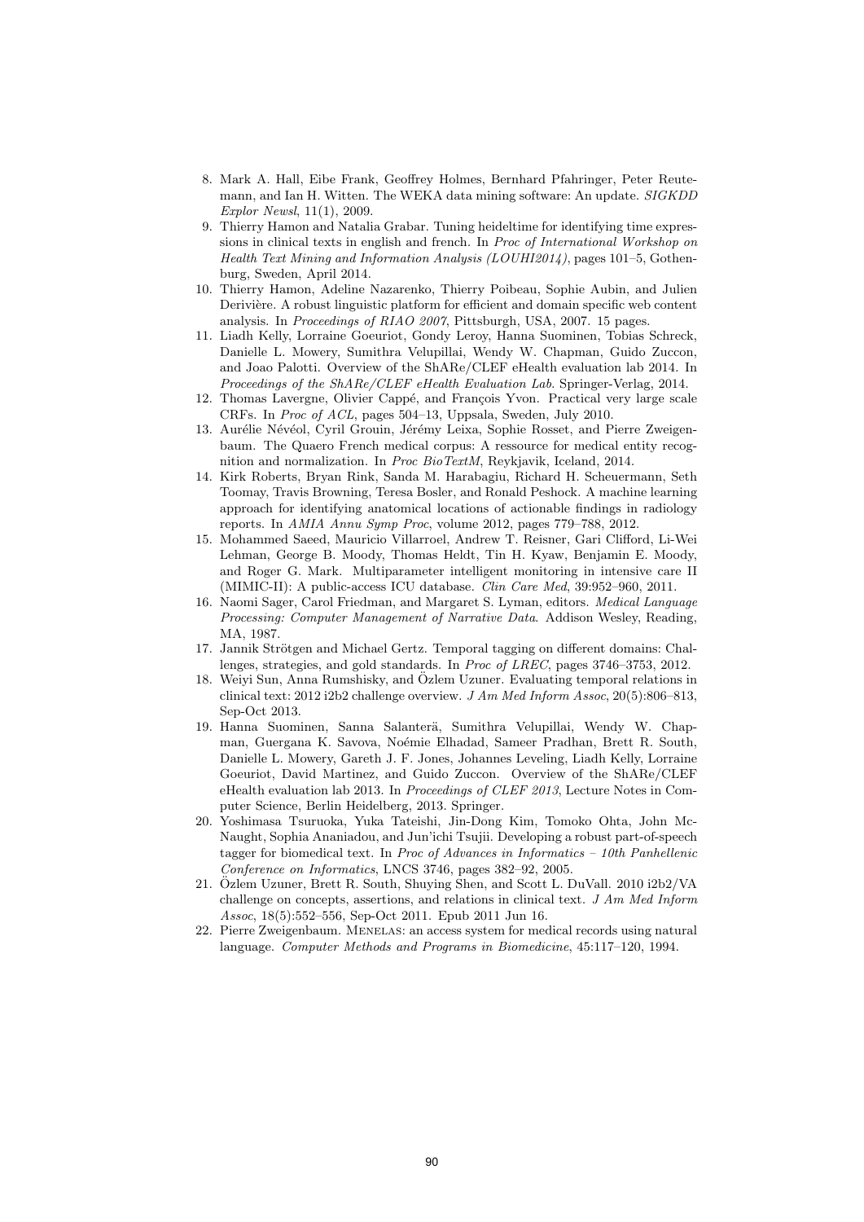8. Mark A. Hall, Eibe Frank, Geoffrey Holmes, Bernhard Pfahringer, Peter Reutemann, and Ian H. Witten. The WEKA data mining software: An update. *SIGKDD Explor Newsl*, 11(1), 2009.
9. Thierry Hamon and Natalia Grabar. Tuning heideltime for identifying time expressions in clinical texts in english and french. In *Proc of International Workshop on Health Text Mining and Information Analysis (LOUHI2014)*, pages 101–5, Gothenburg, Sweden, April 2014.
10. Thierry Hamon, Adeline Nazarenko, Thierry Poibeau, Sophie Aubin, and Julien Derivière. A robust linguistic platform for efficient and domain specific web content analysis. In *Proceedings of RIAO 2007*, Pittsburgh, USA, 2007. 15 pages.
11. Liadh Kelly, Lorraine Goeuriot, Gondy Leroy, Hanna Suominen, Tobias Schreck, Danielle L. Mowery, Sumithra Velupillai, Wendy W. Chapman, Guido Zuccon, and Joao Palotti. Overview of the ShARe/CLEF eHealth evaluation lab 2014. In *Proceedings of the ShARe/CLEF eHealth Evaluation Lab*. Springer-Verlag, 2014.
12. Thomas Lavergne, Olivier Cappé, and François Yvon. Practical very large scale CRFs. In *Proc of ACL*, pages 504–13, Uppsala, Sweden, July 2010.
13. Aurélie Névéol, Cyril Grouin, Jérémy Leixa, Sophie Rosset, and Pierre Zweigenbaum. The Quaero French medical corpus: A ressource for medical entity recognition and normalization. In *Proc BioTextM*, Reykjavik, Iceland, 2014.
14. Kirk Roberts, Bryan Rink, Sanda M. Harabagiu, Richard H. Scheuermann, Seth Toomay, Travis Browning, Teresa Bosler, and Ronald Peshock. A machine learning approach for identifying anatomical locations of actionable findings in radiology reports. In *AMIA Annu Symp Proc*, volume 2012, pages 779–788, 2012.
15. Mohammed Saeed, Mauricio Villarroel, Andrew T. Reisner, Gari Clifford, Li-Wei Lehman, George B. Moody, Thomas Heldt, Tin H. Kyaw, Benjamin E. Moody, and Roger G. Mark. Multiparameter intelligent monitoring in intensive care II (MIMIC-II): A public-access ICU database. *Clin Care Med*, 39:952–960, 2011.
16. Naomi Sager, Carol Friedman, and Margaret S. Lyman, editors. *Medical Language Processing: Computer Management of Narrative Data*. Addison Wesley, Reading, MA, 1987.
17. Jannik Strötgen and Michael Gertz. Temporal tagging on different domains: Challenges, strategies, and gold standards. In *Proc of LREC*, pages 3746–3753, 2012.
18. Weiyi Sun, Anna Rumshisky, and Özlem Uzuner. Evaluating temporal relations in clinical text: 2012 i2b2 challenge overview. *J Am Med Inform Assoc*, 20(5):806–813, Sep-Oct 2013.
19. Hanna Suominen, Sanna Salanterä, Sumithra Velupillai, Wendy W. Chapman, Guergana K. Savova, Noémie Elhadad, Sameer Pradhan, Brett R. South, Danielle L. Mowery, Gareth J. F. Jones, Johannes Leveling, Liadh Kelly, Lorraine Goeuriot, David Martinez, and Guido Zuccon. Overview of the ShARe/CLEF eHealth evaluation lab 2013. In *Proceedings of CLEF 2013*, Lecture Notes in Computer Science, Berlin Heidelberg, 2013. Springer.
20. Yoshimasa Tsuruoka, Yuka Tateishi, Jin-Dong Kim, Tomoko Ohta, John McNaught, Sophia Ananiadou, and Jun'ichi Tsujii. Developing a robust part-of-speech tagger for biomedical text. In *Proc of Advances in Informatics – 10th Panhellenic Conference on Informatics*, LNCS 3746, pages 382–92, 2005.
21. Özlem Uzuner, Brett R. South, Shuying Shen, and Scott L. DuVall. 2010 i2b2/VA challenge on concepts, assertions, and relations in clinical text. *J Am Med Inform Assoc*, 18(5):552–556, Sep-Oct 2011. Epub 2011 Jun 16.
22. Pierre Zweigenbaum. Menelas: an access system for medical records using natural language. *Computer Methods and Programs in Biomedicine*, 45:117–120, 1994.